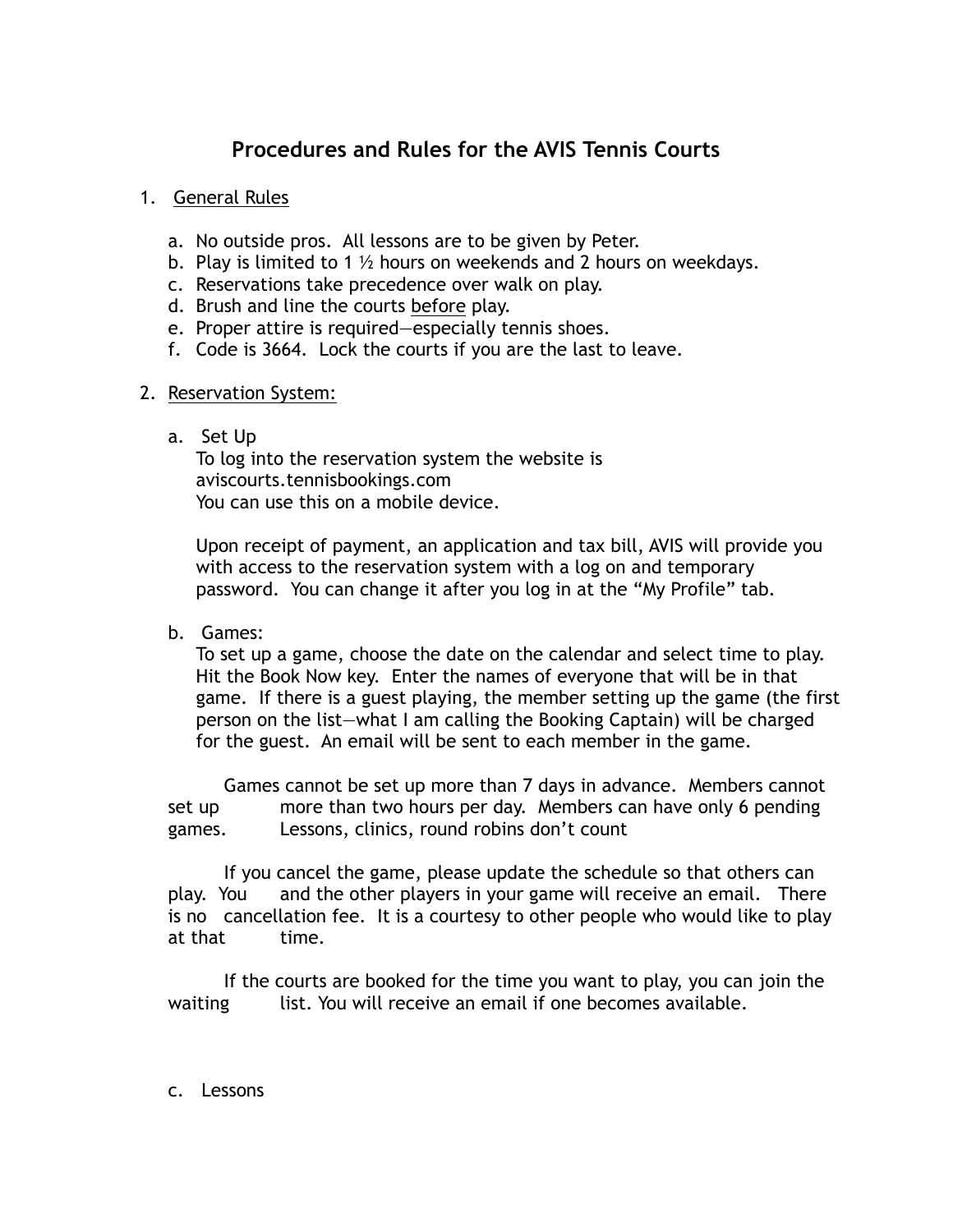# Procedures and Rules for the AVIS Tennis Courts

1. General Rules

   a. No outside pros. All lessons are to be given by Peter.
   b. Play is limited to 1 ½ hours on weekends and 2 hours on weekdays.
   c. Reservations take precedence over walk on play.
   d. Brush and line the courts before play.
   e. Proper attire is required—especially tennis shoes.
   f. Code is 3664. Lock the courts if you are the last to leave.

2. Reservation System:

   a. Set Up

      To log into the reservation system the website is aviscourts.tennisbookings.com
      You can use this on a mobile device.

      Upon receipt of payment, an application and tax bill, AVIS will provide you with access to the reservation system with a log on and temporary password. You can change it after you log in at the "My Profile" tab.

   b. Games:

      To set up a game, choose the date on the calendar and select time to play. Hit the Book Now key. Enter the names of everyone that will be in that game. If there is a guest playing, the member setting up the game (the first person on the list—what I am calling the Booking Captain) will be charged for the guest. An email will be sent to each member in the game.

      Games cannot be set up more than 7 days in advance. Members cannot set up more than two hours per day. Members can have only 6 pending games. Lessons, clinics, round robins don't count

      If you cancel the game, please update the schedule so that others can play. You and the other players in your game will receive an email. There is no cancellation fee. It is a courtesy to other people who would like to play at that time.

      If the courts are booked for the time you want to play, you can join the waiting list. You will receive an email if one becomes available.

   c. Lessons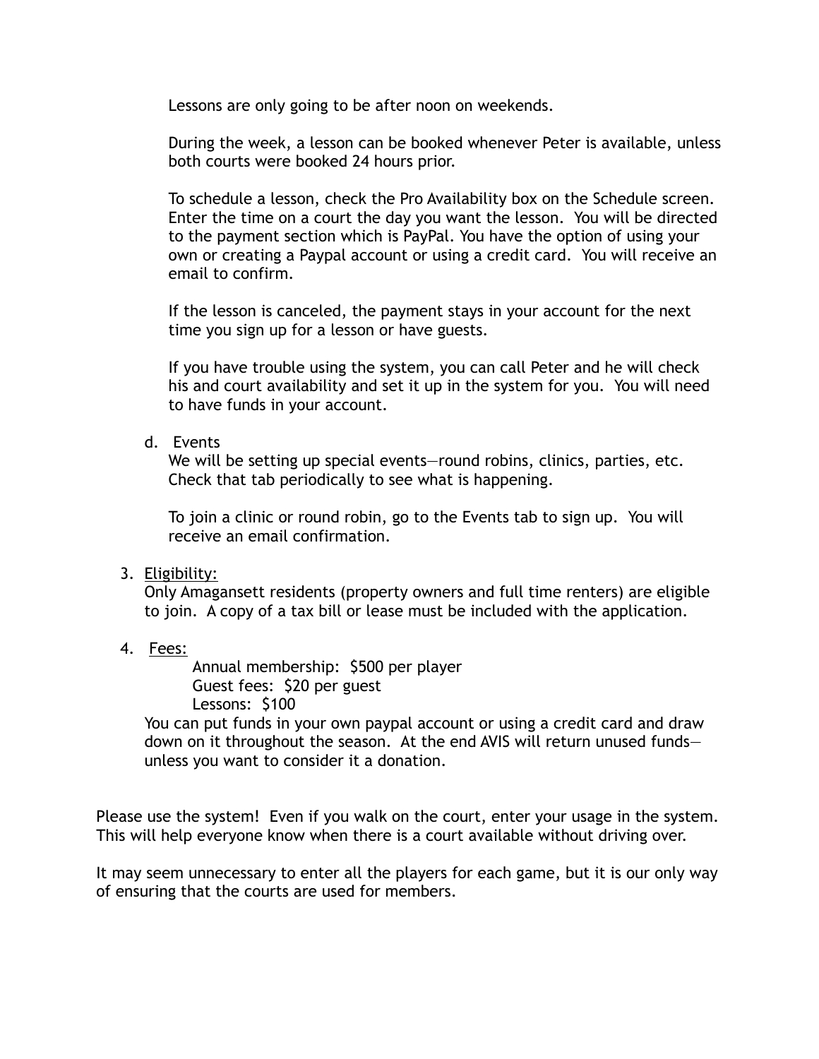Lessons are only going to be after noon on weekends.

During the week, a lesson can be booked whenever Peter is available, unless both courts were booked 24 hours prior.

To schedule a lesson, check the Pro Availability box on the Schedule screen. Enter the time on a court the day you want the lesson. You will be directed to the payment section which is PayPal. You have the option of using your own or creating a Paypal account or using a credit card. You will receive an email to confirm.

If the lesson is canceled, the payment stays in your account for the next time you sign up for a lesson or have guests.

If you have trouble using the system, you can call Peter and he will check his and court availability and set it up in the system for you. You will need to have funds in your account.

d. Events

We will be setting up special events—round robins, clinics, parties, etc. Check that tab periodically to see what is happening.

To join a clinic or round robin, go to the Events tab to sign up. You will receive an email confirmation.

3. Eligibility:

Only Amagansett residents (property owners and full time renters) are eligible to join. A copy of a tax bill or lease must be included with the application.

4. Fees:

Annual membership: $500 per player
Guest fees: $20 per guest
Lessons: $100

You can put funds in your own paypal account or using a credit card and draw down on it throughout the season. At the end AVIS will return unused funds—unless you want to consider it a donation.

Please use the system! Even if you walk on the court, enter your usage in the system. This will help everyone know when there is a court available without driving over.

It may seem unnecessary to enter all the players for each game, but it is our only way of ensuring that the courts are used for members.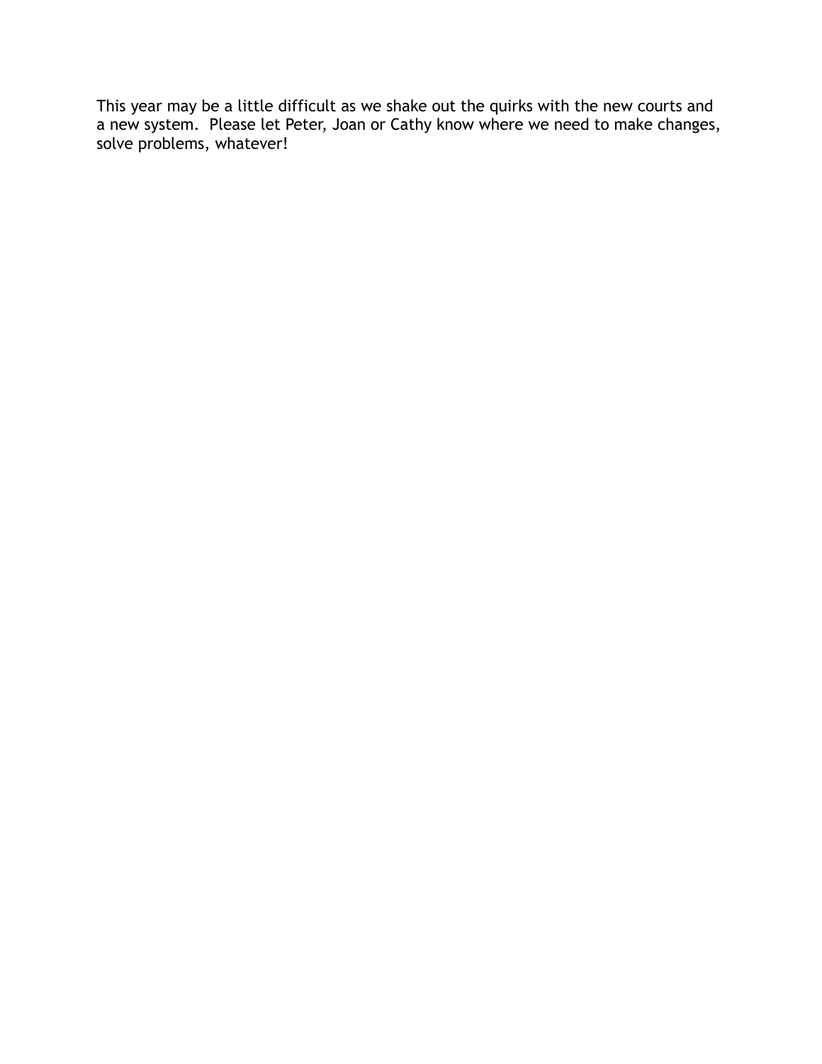This year may be a little difficult as we shake out the quirks with the new courts and a new system. Please let Peter, Joan or Cathy know where we need to make changes, solve problems, whatever!